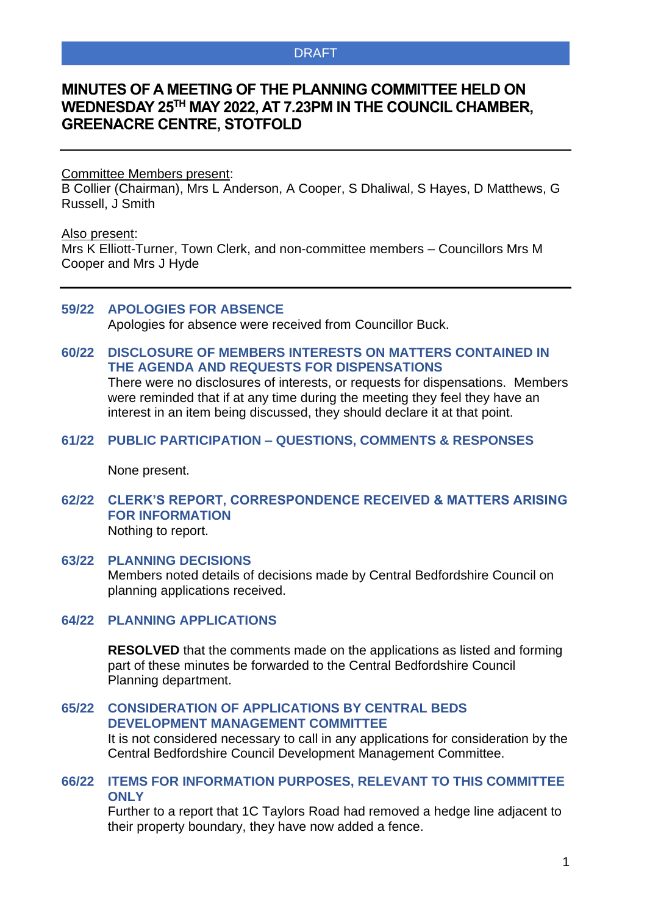DRAFT

# MINUTES OF A MEETING OF THE PLANNING COMMITTEE HELD ON WEDNESDAY 25TH MAY 2022, AT 7.23PM IN THE COUNCIL CHAMBER, GREENACRE CENTRE, STOTFOLD

---

Committee Members present:
B Collier (Chairman), Mrs L Anderson, A Cooper, S Dhaliwal, S Hayes, D Matthews, G Russell, J Smith

Also present:
Mrs K Elliott-Turner, Town Clerk, and non-committee members – Councillors Mrs M Cooper and Mrs J Hyde

---

### 59/22 APOLOGIES FOR ABSENCE

Apologies for absence were received from Councillor Buck.

### 60/22 DISCLOSURE OF MEMBERS INTERESTS ON MATTERS CONTAINED IN THE AGENDA AND REQUESTS FOR DISPENSATIONS

There were no disclosures of interests, or requests for dispensations. Members were reminded that if at any time during the meeting they feel they have an interest in an item being discussed, they should declare it at that point.

### 61/22 PUBLIC PARTICIPATION – QUESTIONS, COMMENTS & RESPONSES

None present.

### 62/22 CLERK'S REPORT, CORRESPONDENCE RECEIVED & MATTERS ARISING FOR INFORMATION

Nothing to report.

### 63/22 PLANNING DECISIONS

Members noted details of decisions made by Central Bedfordshire Council on planning applications received.

### 64/22 PLANNING APPLICATIONS

**RESOLVED** that the comments made on the applications as listed and forming part of these minutes be forwarded to the Central Bedfordshire Council Planning department.

### 65/22 CONSIDERATION OF APPLICATIONS BY CENTRAL BEDS DEVELOPMENT MANAGEMENT COMMITTEE

It is not considered necessary to call in any applications for consideration by the Central Bedfordshire Council Development Management Committee.

### 66/22 ITEMS FOR INFORMATION PURPOSES, RELEVANT TO THIS COMMITTEE ONLY

Further to a report that 1C Taylors Road had removed a hedge line adjacent to their property boundary, they have now added a fence.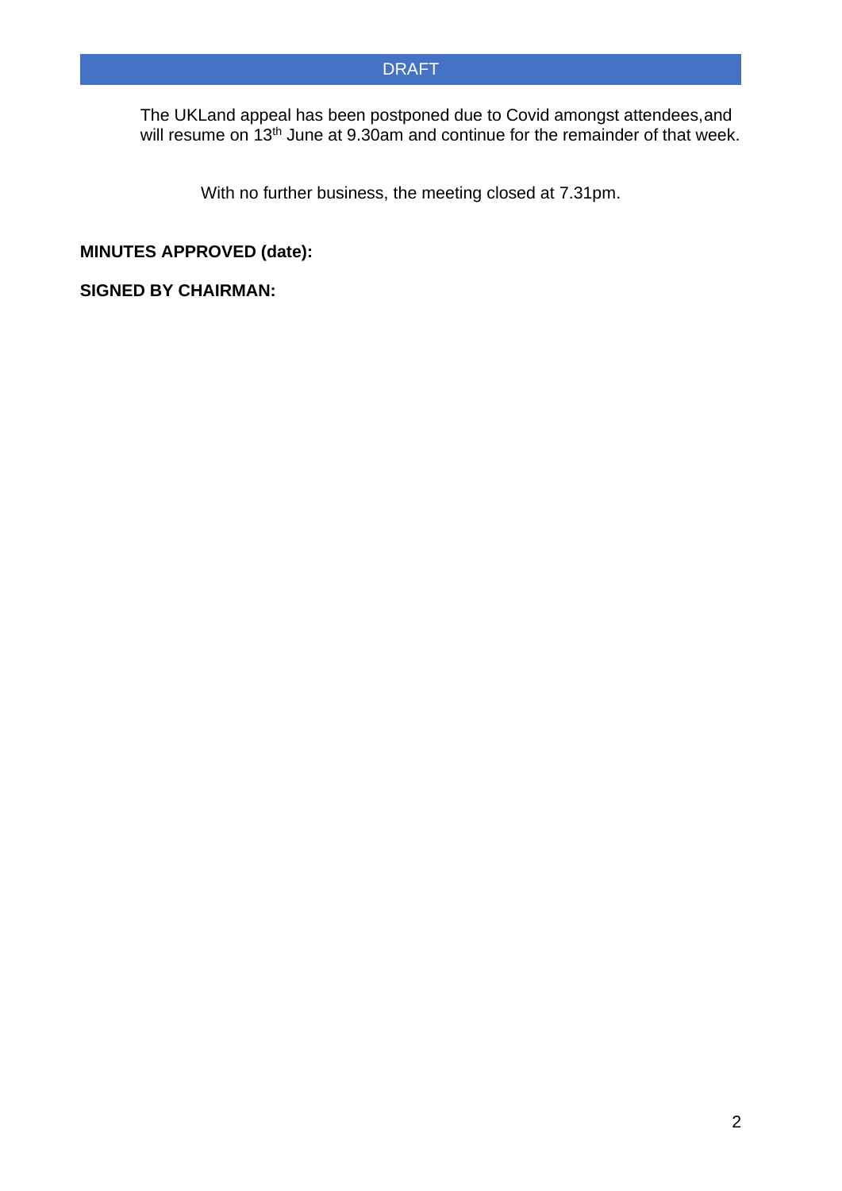DRAFT

The UKLand appeal has been postponed due to Covid amongst attendees,and will resume on 13th June at 9.30am and continue for the remainder of that week.

With no further business, the meeting closed at 7.31pm.

**MINUTES APPROVED (date):**

**SIGNED BY CHAIRMAN:**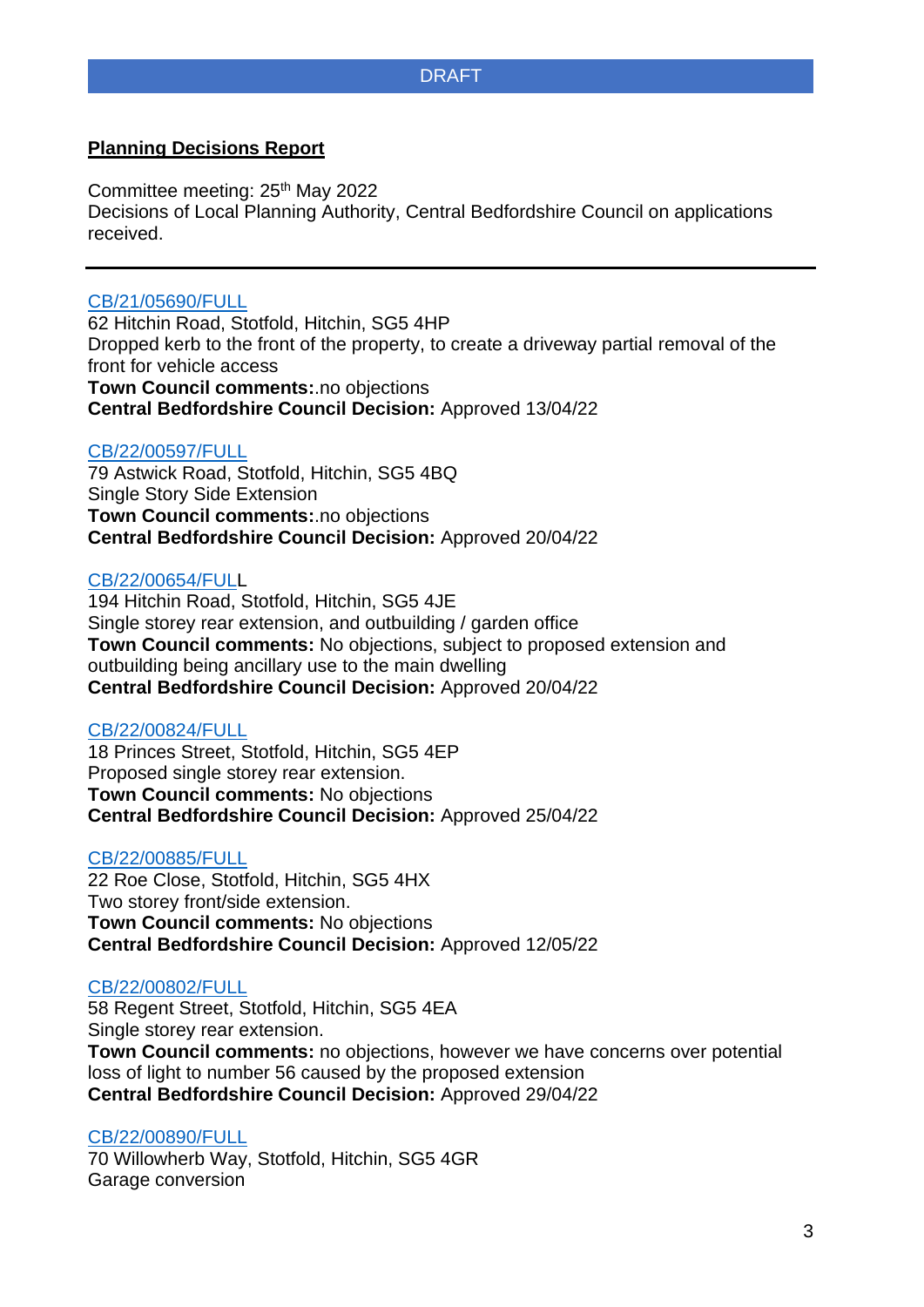DRAFT

**Planning Decisions Report**

Committee meeting: 25th May 2022
Decisions of Local Planning Authority, Central Bedfordshire Council on applications received.

---

CB/21/05690/FULL
62 Hitchin Road, Stotfold, Hitchin, SG5 4HP
Dropped kerb to the front of the property, to create a driveway partial removal of the front for vehicle access
**Town Council comments:**.no objections
**Central Bedfordshire Council Decision:** Approved 13/04/22

CB/22/00597/FULL
79 Astwick Road, Stotfold, Hitchin, SG5 4BQ
Single Story Side Extension
**Town Council comments:**.no objections
**Central Bedfordshire Council Decision:** Approved 20/04/22

CB/22/00654/FULL
194 Hitchin Road, Stotfold, Hitchin, SG5 4JE
Single storey rear extension, and outbuilding / garden office
**Town Council comments:** No objections, subject to proposed extension and outbuilding being ancillary use to the main dwelling
**Central Bedfordshire Council Decision:** Approved 20/04/22

CB/22/00824/FULL
18 Princes Street, Stotfold, Hitchin, SG5 4EP
Proposed single storey rear extension.
**Town Council comments:** No objections
**Central Bedfordshire Council Decision:** Approved 25/04/22

CB/22/00885/FULL
22 Roe Close, Stotfold, Hitchin, SG5 4HX
Two storey front/side extension.
**Town Council comments:** No objections
**Central Bedfordshire Council Decision:** Approved 12/05/22

CB/22/00802/FULL
58 Regent Street, Stotfold, Hitchin, SG5 4EA
Single storey rear extension.
**Town Council comments:** no objections, however we have concerns over potential loss of light to number 56 caused by the proposed extension
**Central Bedfordshire Council Decision:** Approved 29/04/22

CB/22/00890/FULL
70 Willowherb Way, Stotfold, Hitchin, SG5 4GR
Garage conversion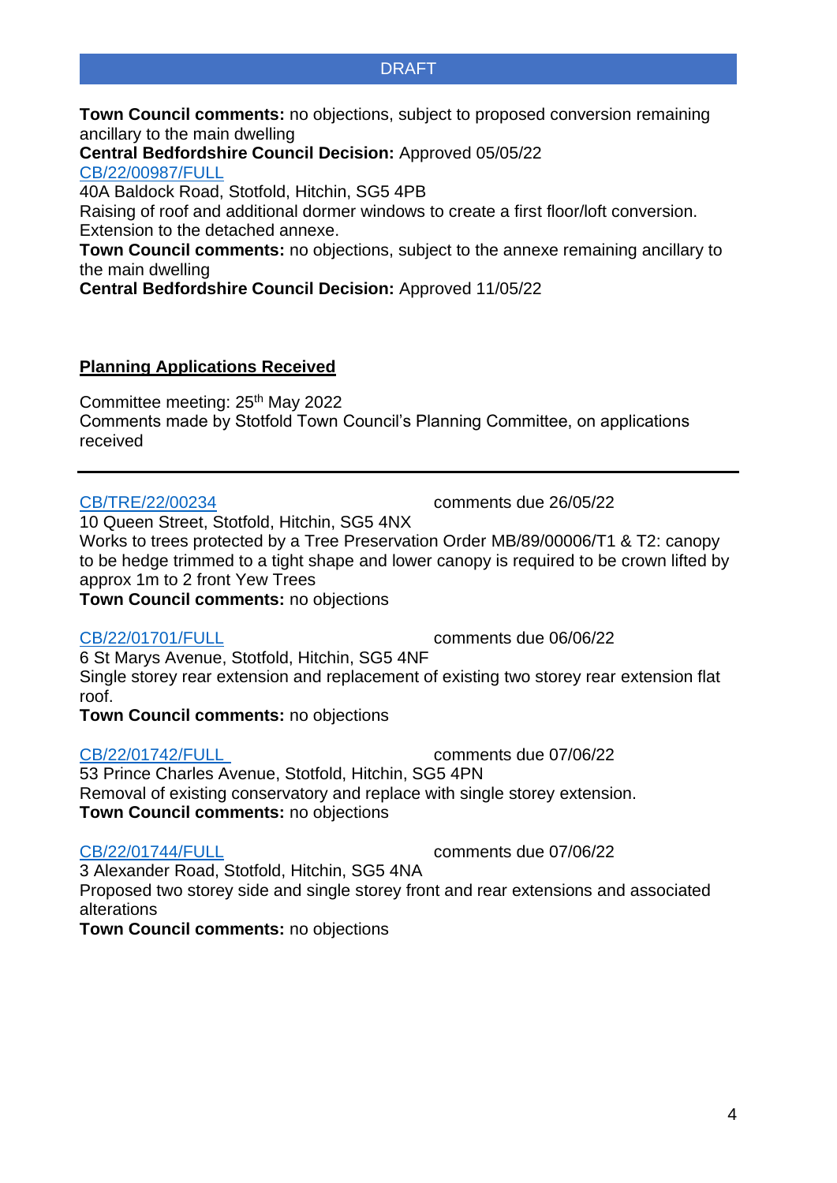DRAFT

**Town Council comments:** no objections, subject to proposed conversion remaining ancillary to the main dwelling
**Central Bedfordshire Council Decision:** Approved 05/05/22

CB/22/00987/FULL
40A Baldock Road, Stotfold, Hitchin, SG5 4PB
Raising of roof and additional dormer windows to create a first floor/loft conversion. Extension to the detached annexe.
**Town Council comments:** no objections, subject to the annexe remaining ancillary to the main dwelling
**Central Bedfordshire Council Decision:** Approved 11/05/22

## Planning Applications Received

Committee meeting: 25th May 2022
Comments made by Stotfold Town Council's Planning Committee, on applications received

---

CB/TRE/22/00234 comments due 26/05/22
10 Queen Street, Stotfold, Hitchin, SG5 4NX
Works to trees protected by a Tree Preservation Order MB/89/00006/T1 & T2: canopy to be hedge trimmed to a tight shape and lower canopy is required to be crown lifted by approx 1m to 2 front Yew Trees
**Town Council comments:** no objections

CB/22/01701/FULL comments due 06/06/22
6 St Marys Avenue, Stotfold, Hitchin, SG5 4NF
Single storey rear extension and replacement of existing two storey rear extension flat roof.
**Town Council comments:** no objections

CB/22/01742/FULL comments due 07/06/22
53 Prince Charles Avenue, Stotfold, Hitchin, SG5 4PN
Removal of existing conservatory and replace with single storey extension.
**Town Council comments:** no objections

CB/22/01744/FULL comments due 07/06/22
3 Alexander Road, Stotfold, Hitchin, SG5 4NA
Proposed two storey side and single storey front and rear extensions and associated alterations
**Town Council comments:** no objections